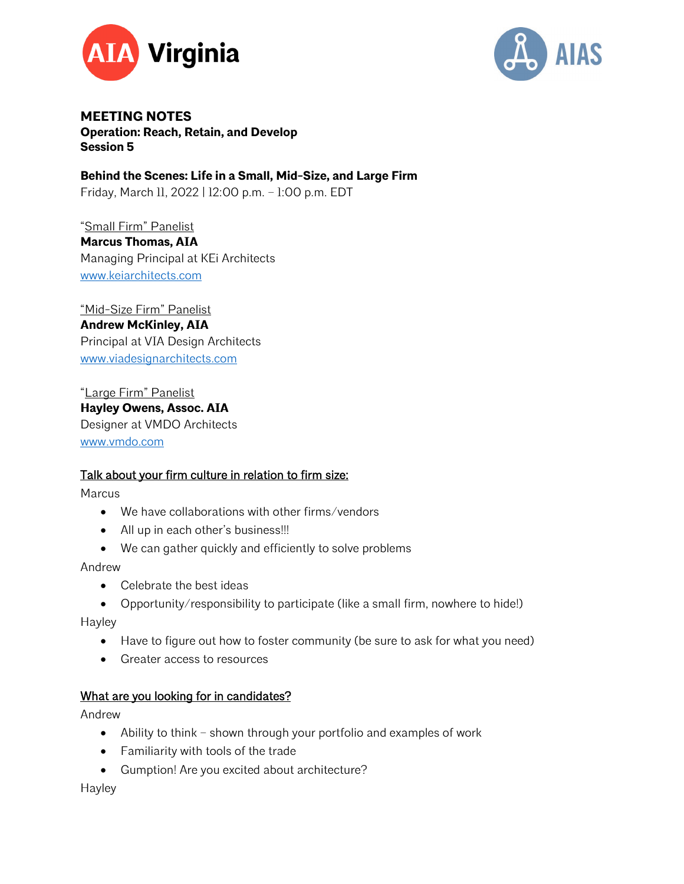AIA Virginia

AIAS

**MEETING NOTES**
**Operation: Reach, Retain, and Develop**
**Session 5**

**Behind the Scenes: Life in a Small, Mid-Size, and Large Firm**
Friday, March 11, 2022 | 12:00 p.m. – 1:00 p.m. EDT

"Small Firm" Panelist
**Marcus Thomas, AIA**
Managing Principal at KEi Architects
[www.keiarchitects.com](http://www.keiarchitects.com)

"Mid-Size Firm" Panelist
**Andrew McKinley, AIA**
Principal at VIA Design Architects
[www.viadesignarchitects.com](http://www.viadesignarchitects.com)

"Large Firm" Panelist
**Hayley Owens, Assoc. AIA**
Designer at VMDO Architects
[www.vmdo.com](http://www.vmdo.com)

Talk about your firm culture in relation to firm size:

Marcus

- We have collaborations with other firms/vendors
- All up in each other's business!!!
- We can gather quickly and efficiently to solve problems

Andrew

- Celebrate the best ideas
- Opportunity/responsibility to participate (like a small firm, nowhere to hide!)

Hayley

- Have to figure out how to foster community (be sure to ask for what you need)
- Greater access to resources

What are you looking for in candidates?

Andrew

- Ability to think – shown through your portfolio and examples of work
- Familiarity with tools of the trade
- Gumption! Are you excited about architecture?

Hayley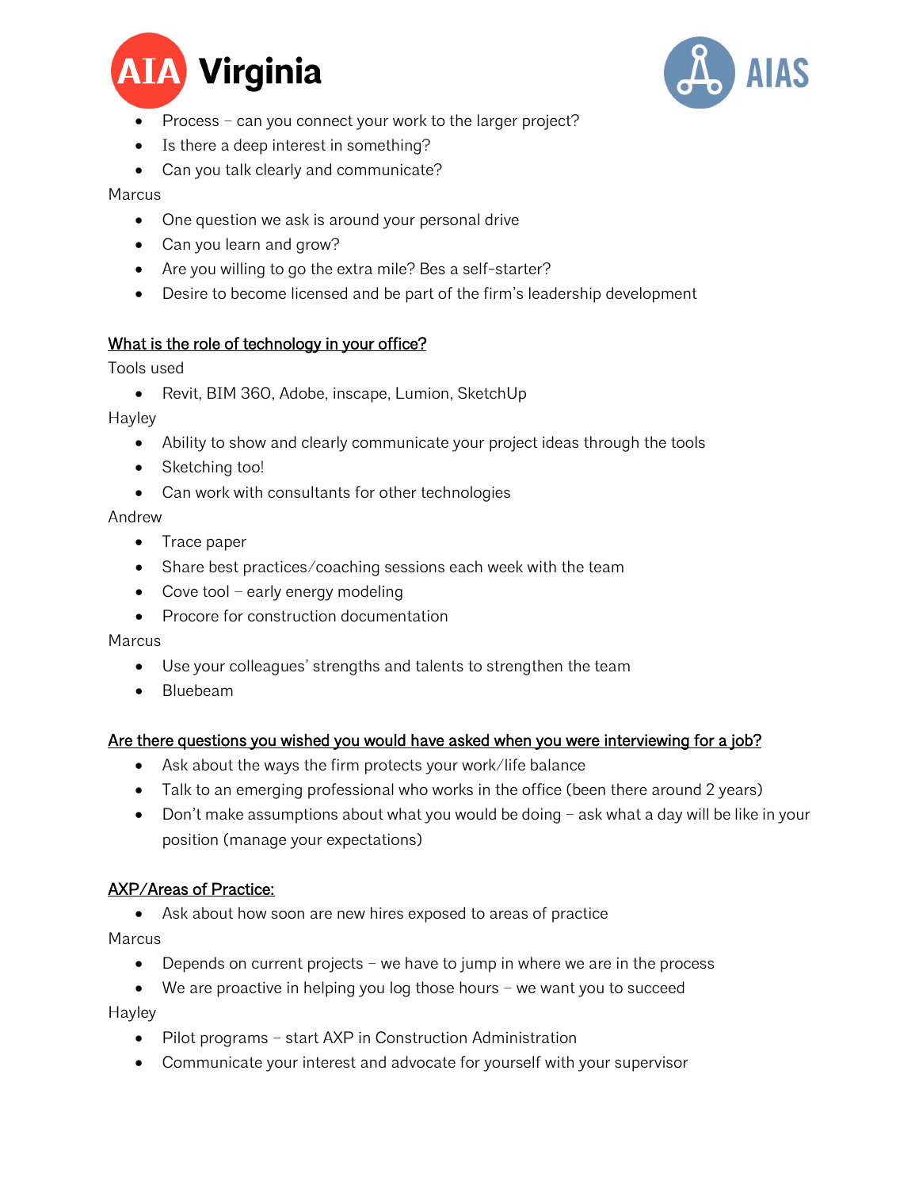- Process – can you connect your work to the larger project?
- Is there a deep interest in something?
- Can you talk clearly and communicate?

Marcus

- One question we ask is around your personal drive
- Can you learn and grow?
- Are you willing to go the extra mile? Bes a self-starter?
- Desire to become licensed and be part of the firm's leadership development

<u>What is the role of technology in your office?</u>

Tools used

- Revit, BIM 360, Adobe, inscape, Lumion, SketchUp

Hayley

- Ability to show and clearly communicate your project ideas through the tools
- Sketching too!
- Can work with consultants for other technologies

Andrew

- Trace paper
- Share best practices/coaching sessions each week with the team
- Cove tool – early energy modeling
- Procore for construction documentation

Marcus

- Use your colleagues' strengths and talents to strengthen the team
- Bluebeam

<u>Are there questions you wished you would have asked when you were interviewing for a job?</u>

- Ask about the ways the firm protects your work/life balance
- Talk to an emerging professional who works in the office (been there around 2 years)
- Don't make assumptions about what you would be doing – ask what a day will be like in your position (manage your expectations)

<u>AXP/Areas of Practice:</u>

- Ask about how soon are new hires exposed to areas of practice

Marcus

- Depends on current projects – we have to jump in where we are in the process
- We are proactive in helping you log those hours – we want you to succeed

Hayley

- Pilot programs – start AXP in Construction Administration
- Communicate your interest and advocate for yourself with your supervisor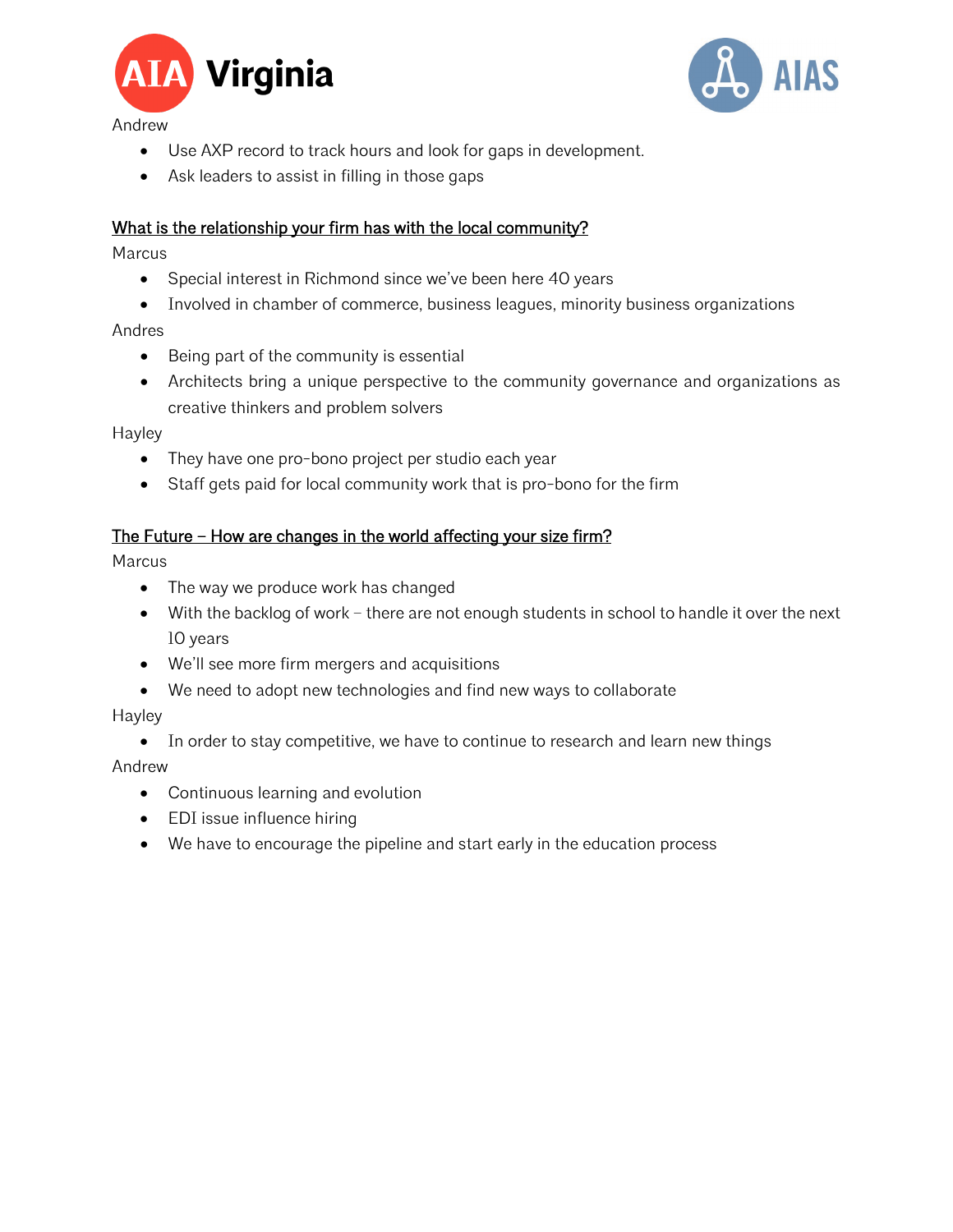Andrew

- Use AXP record to track hours and look for gaps in development.
- Ask leaders to assist in filling in those gaps

## What is the relationship your firm has with the local community?

Marcus

- Special interest in Richmond since we've been here 40 years
- Involved in chamber of commerce, business leagues, minority business organizations

Andres

- Being part of the community is essential
- Architects bring a unique perspective to the community governance and organizations as creative thinkers and problem solvers

Hayley

- They have one pro-bono project per studio each year
- Staff gets paid for local community work that is pro-bono for the firm

## The Future – How are changes in the world affecting your size firm?

Marcus

- The way we produce work has changed
- With the backlog of work – there are not enough students in school to handle it over the next 10 years
- We'll see more firm mergers and acquisitions
- We need to adopt new technologies and find new ways to collaborate

Hayley

- In order to stay competitive, we have to continue to research and learn new things

Andrew

- Continuous learning and evolution
- EDI issue influence hiring
- We have to encourage the pipeline and start early in the education process